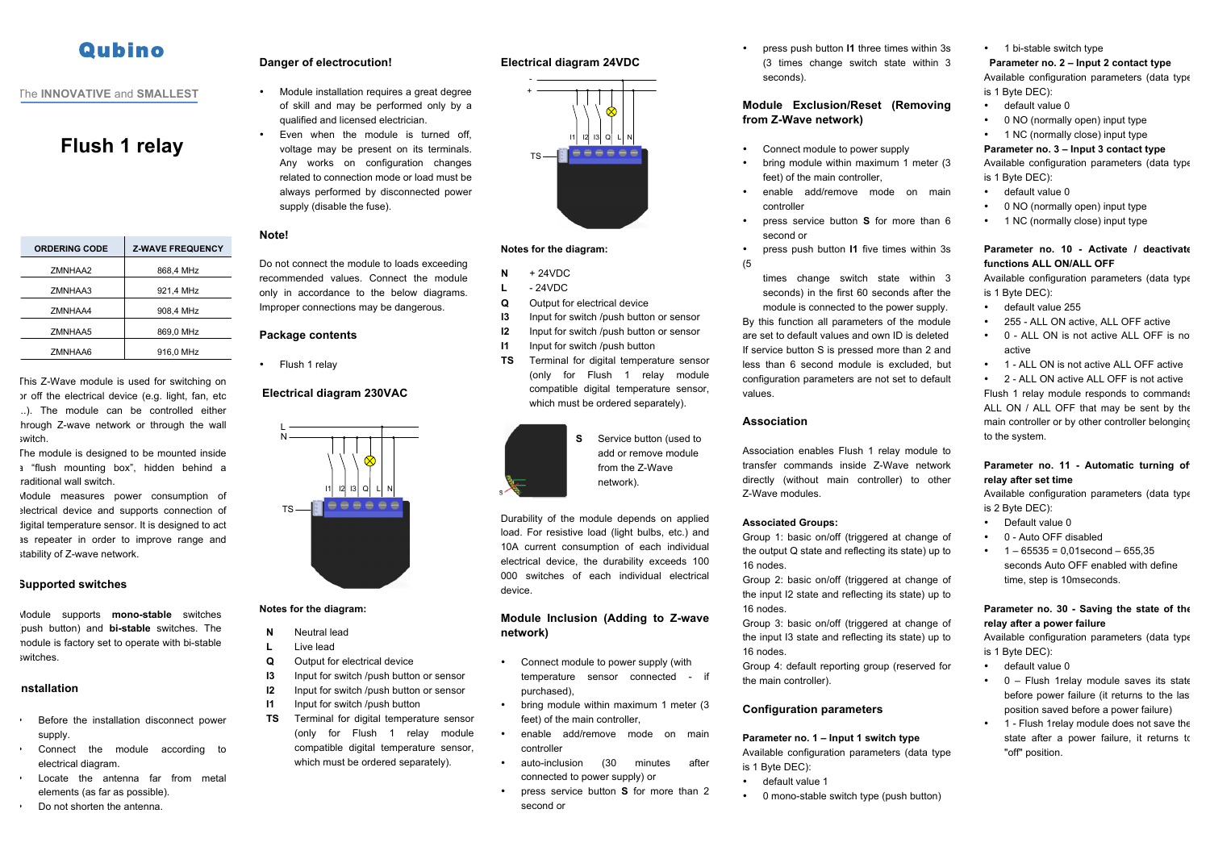# Qubino

The **INNOVATIVE** and **SMALLEST**

# Flush 1 relay

| ORDERING CODE | Z-WAVE FREQUENCY |
|---|---|
| ZMNHAA2 | 868,4 MHz |
| ZMNHAA3 | 921,4 MHz |
| ZMNHAA4 | 908,4 MHz |
| ZMNHAA5 | 869,0 MHz |
| ZMNHAA6 | 916,0 MHz |

This Z-Wave module is used for switching on or off the electrical device (e.g. light, fan, etc ...). The module can be controlled either through Z-wave network or through the wall switch.

The module is designed to be mounted inside a "flush mounting box", hidden behind a traditional wall switch.

Module measures power consumption of electrical device and supports connection of digital temperature sensor. It is designed to act as repeater in order to improve range and stability of Z-wave network.

## Supported switches

Module supports **mono-stable** switches (push button) and **bi-stable** switches. The module is factory set to operate with bi-stable switches.

## Installation

- Before the installation disconnect power supply.
- Connect the module according to electrical diagram.
- Locate the antenna far from metal elements (as far as possible).
- Do not shorten the antenna.

## Danger of electrocution!

- Module installation requires a great degree of skill and may be performed only by a qualified and licensed electrician.
- Even when the module is turned off, voltage may be present on its terminals. Any works on configuration changes related to connection mode or load must be always performed by disconnected power supply (disable the fuse).

## Note!

Do not connect the module to loads exceeding recommended values. Connect the module only in accordance to the below diagrams. Improper connections may be dangerous.

## Package contents

- Flush 1 relay

## Electrical diagram 230VAC

**Notes for the diagram:**

- **N** Neutral lead
- **L** Live lead
- **Q** Output for electrical device
- **I3** Input for switch /push button or sensor
- **I2** Input for switch /push button or sensor
- **I1** Input for switch /push button
- **TS** Terminal for digital temperature sensor (only for Flush 1 relay module compatible digital temperature sensor, which must be ordered separately).

## Electrical diagram 24VDC

**Notes for the diagram:**

- **N** + 24VDC
- **L** - 24VDC
- **Q** Output for electrical device
- **I3** Input for switch /push button or sensor
- **I2** Input for switch /push button or sensor
- **I1** Input for switch /push button
- **TS** Terminal for digital temperature sensor (only for Flush 1 relay module compatible digital temperature sensor, which must be ordered separately).

**S** Service button (used to add or remove module from the Z-Wave network).

Durability of the module depends on applied load. For resistive load (light bulbs, etc.) and 10A current consumption of each individual electrical device, the durability exceeds 100 000 switches of each individual electrical device.

## Module Inclusion (Adding to Z-wave network)

- Connect module to power supply (with temperature sensor connected - if purchased),
- bring module within maximum 1 meter (3 feet) of the main controller,
- enable add/remove mode on main controller
- auto-inclusion (30 minutes after connected to power supply) or
- press service button **S** for more than 2 second or
- press push button **I1** three times within 3s (3 times change switch state within 3 seconds).

## Module Exclusion/Reset (Removing from Z-Wave network)

- Connect module to power supply
- bring module within maximum 1 meter (3 feet) of the main controller,
- enable add/remove mode on main controller
- press service button **S** for more than 6 second or
- press push button **I1** five times within 3s (5 times change switch state within 3 seconds) in the first 60 seconds after the module is connected to the power supply.

By this function all parameters of the module are set to default values and own ID is deleted If service button S is pressed more than 2 and less than 6 second module is excluded, but configuration parameters are not set to default values.

## Association

Association enables Flush 1 relay module to transfer commands inside Z-Wave network directly (without main controller) to other Z-Wave modules.

**Associated Groups:**

Group 1: basic on/off (triggered at change of the output Q state and reflecting its state) up to 16 nodes.

Group 2: basic on/off (triggered at change of the input I2 state and reflecting its state) up to 16 nodes.

Group 3: basic on/off (triggered at change of the input I3 state and reflecting its state) up to 16 nodes.

Group 4: default reporting group (reserved for the main controller).

## Configuration parameters

**Parameter no. 1 – Input 1 switch type**

Available configuration parameters (data type is 1 Byte DEC):

- default value 1
- 0 mono-stable switch type (push button)
- 1 bi-stable switch type

**Parameter no. 2 – Input 2 contact type**

Available configuration parameters (data type is 1 Byte DEC):

- default value 0
- 0 NO (normally open) input type
- 1 NC (normally close) input type

**Parameter no. 3 – Input 3 contact type**

Available configuration parameters (data type is 1 Byte DEC):

- default value 0
- 0 NO (normally open) input type
- 1 NC (normally close) input type

**Parameter no. 10 - Activate / deactivate functions ALL ON/ALL OFF**

Available configuration parameters (data type is 1 Byte DEC):

- default value 255
- 255 - ALL ON active, ALL OFF active
- 0 - ALL ON is not active ALL OFF is not active
- 1 - ALL ON is not active ALL OFF active
- 2 - ALL ON active ALL OFF is not active

Flush 1 relay module responds to commands ALL ON / ALL OFF that may be sent by the main controller or by other controller belonging to the system.

**Parameter no. 11 - Automatic turning off relay after set time**

Available configuration parameters (data type is 2 Byte DEC):

- Default value 0
- 0 - Auto OFF disabled
- 1 – 65535 = 0,01second – 655,35 seconds Auto OFF enabled with define time, step is 10mseconds.

**Parameter no. 30 - Saving the state of the relay after a power failure**

Available configuration parameters (data type is 1 Byte DEC):

- default value 0
- 0 – Flush 1relay module saves its state before power failure (it returns to the last position saved before a power failure)
- 1 - Flush 1relay module does not save the state after a power failure, it returns to "off" position.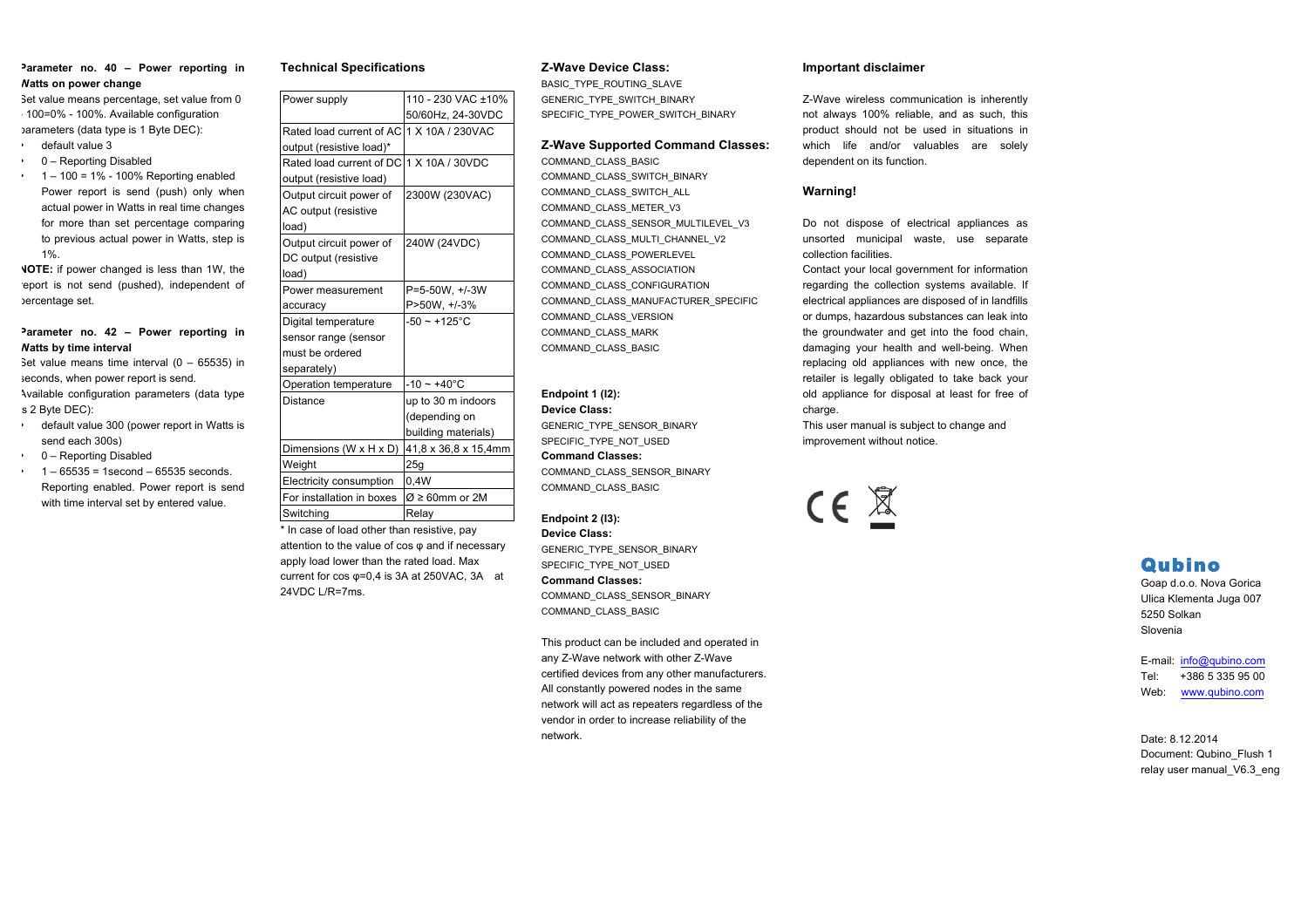**Parameter no. 40 – Power reporting in Watts on power change**

Set value means percentage, set value from 0 - 100=0% - 100%. Available configuration parameters (data type is 1 Byte DEC):

- default value 3
- 0 – Reporting Disabled
- 1 – 100 = 1% - 100% Reporting enabled Power report is send (push) only when actual power in Watts in real time changes for more than set percentage comparing to previous actual power in Watts, step is 1%.

**NOTE:** if power changed is less than 1W, the report is not send (pushed), independent of percentage set.

**Parameter no. 42 – Power reporting in Watts by time interval**

Set value means time interval (0 – 65535) in seconds, when power report is send.
Available configuration parameters (data type is 2 Byte DEC):

- default value 300 (power report in Watts is send each 300s)
- 0 – Reporting Disabled
- 1 – 65535 = 1second – 65535 seconds. Reporting enabled. Power report is send with time interval set by entered value.

### Technical Specifications

| | |
|---|---|
| Power supply | 110 - 230 VAC ±10% 50/60Hz, 24-30VDC |
| Rated load current of AC output (resistive load)* | 1 X 10A / 230VAC |
| Rated load current of DC output (resistive load) | 1 X 10A / 30VDC |
| Output circuit power of AC output (resistive load) | 2300W (230VAC) |
| Output circuit power of DC output (resistive load) | 240W (24VDC) |
| Power measurement accuracy | P=5-50W, +/-3W P>50W, +/-3% |
| Digital temperature sensor range (sensor must be ordered separately) | -50 ~ +125°C |
| Operation temperature | -10 ~ +40°C |
| Distance | up to 30 m indoors (depending on building materials) |
| Dimensions (W x H x D) | 41,8 x 36,8 x 15,4mm |
| Weight | 25g |
| Electricity consumption | 0,4W |
| For installation in boxes | Ø ≥ 60mm or 2M |
| Switching | Relay |

\* In case of load other than resistive, pay attention to the value of cos φ and if necessary apply load lower than the rated load. Max current for cos φ=0,4 is 3A at 250VAC, 3A at 24VDC L/R=7ms.

### Z-Wave Device Class:

BASIC_TYPE_ROUTING_SLAVE
GENERIC_TYPE_SWITCH_BINARY
SPECIFIC_TYPE_POWER_SWITCH_BINARY

### Z-Wave Supported Command Classes:

COMMAND_CLASS_BASIC
COMMAND_CLASS_SWITCH_BINARY
COMMAND_CLASS_SWITCH_ALL
COMMAND_CLASS_METER_V3
COMMAND_CLASS_SENSOR_MULTILEVEL_V3
COMMAND_CLASS_MULTI_CHANNEL_V2
COMMAND_CLASS_POWERLEVEL
COMMAND_CLASS_ASSOCIATION
COMMAND_CLASS_CONFIGURATION
COMMAND_CLASS_MANUFACTURER_SPECIFIC
COMMAND_CLASS_VERSION
COMMAND_CLASS_MARK
COMMAND_CLASS_BASIC

**Endpoint 1 (I2):**
**Device Class:**
GENERIC_TYPE_SENSOR_BINARY
SPECIFIC_TYPE_NOT_USED
**Command Classes:**
COMMAND_CLASS_SENSOR_BINARY
COMMAND_CLASS_BASIC

**Endpoint 2 (I3):**
**Device Class:**
GENERIC_TYPE_SENSOR_BINARY
SPECIFIC_TYPE_NOT_USED
**Command Classes:**
COMMAND_CLASS_SENSOR_BINARY
COMMAND_CLASS_BASIC

This product can be included and operated in any Z-Wave network with other Z-Wave certified devices from any other manufacturers. All constantly powered nodes in the same network will act as repeaters regardless of the vendor in order to increase reliability of the network.

### Important disclaimer

Z-Wave wireless communication is inherently not always 100% reliable, and as such, this product should not be used in situations in which life and/or valuables are solely dependent on its function.

### Warning!

Do not dispose of electrical appliances as unsorted municipal waste, use separate collection facilities.
Contact your local government for information regarding the collection systems available. If electrical appliances are disposed of in landfills or dumps, hazardous substances can leak into the groundwater and get into the food chain, damaging your health and well-being. When replacing old appliances with new once, the retailer is legally obligated to take back your old appliance for disposal at least for free of charge.
This user manual is subject to change and improvement without notice.

**Qubino**
Goap d.o.o. Nova Gorica
Ulica Klementa Juga 007
5250 Solkan
Slovenia

E-mail: info@qubino.com
Tel: +386 5 335 95 00
Web: www.qubino.com

Date: 8.12.2014
Document: Qubino_Flush 1 relay user manual_V6.3_eng